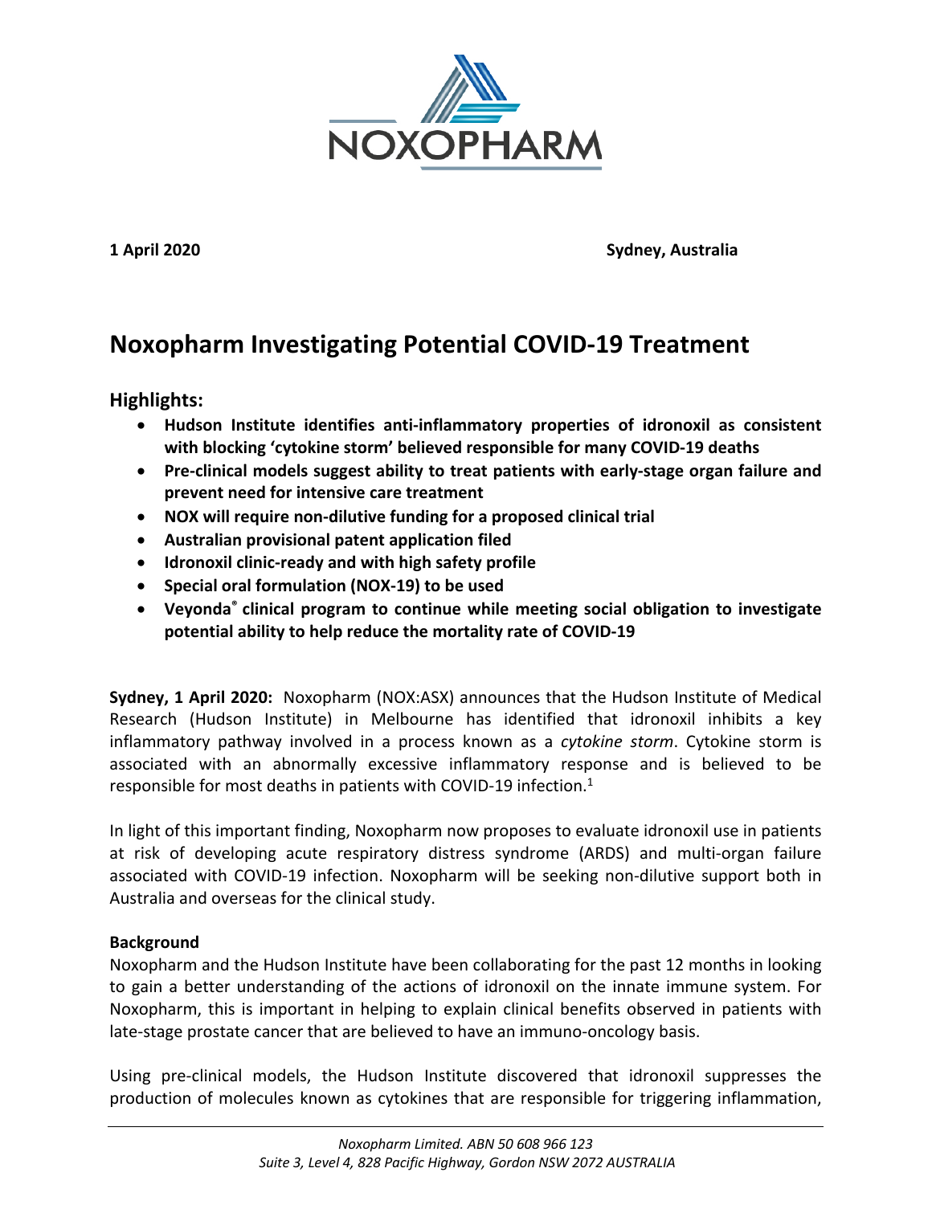NOXOPHARM

**1 April 2020** **Sydney, Australia**

# Noxopharm Investigating Potential COVID-19 Treatment

## Highlights:

- **Hudson Institute identifies anti-inflammatory properties of idronoxil as consistent with blocking 'cytokine storm' believed responsible for many COVID-19 deaths**
- **Pre-clinical models suggest ability to treat patients with early-stage organ failure and prevent need for intensive care treatment**
- **NOX will require non-dilutive funding for a proposed clinical trial**
- **Australian provisional patent application filed**
- **Idronoxil clinic-ready and with high safety profile**
- **Special oral formulation (NOX-19) to be used**
- **Veyonda® clinical program to continue while meeting social obligation to investigate potential ability to help reduce the mortality rate of COVID-19**

**Sydney, 1 April 2020:** Noxopharm (NOX:ASX) announces that the Hudson Institute of Medical Research (Hudson Institute) in Melbourne has identified that idronoxil inhibits a key inflammatory pathway involved in a process known as a *cytokine storm*. Cytokine storm is associated with an abnormally excessive inflammatory response and is believed to be responsible for most deaths in patients with COVID-19 infection.[1]

In light of this important finding, Noxopharm now proposes to evaluate idronoxil use in patients at risk of developing acute respiratory distress syndrome (ARDS) and multi-organ failure associated with COVID-19 infection. Noxopharm will be seeking non-dilutive support both in Australia and overseas for the clinical study.

**Background**

Noxopharm and the Hudson Institute have been collaborating for the past 12 months in looking to gain a better understanding of the actions of idronoxil on the innate immune system. For Noxopharm, this is important in helping to explain clinical benefits observed in patients with late-stage prostate cancer that are believed to have an immuno-oncology basis.

Using pre-clinical models, the Hudson Institute discovered that idronoxil suppresses the production of molecules known as cytokines that are responsible for triggering inflammation,

*Noxopharm Limited. ABN 50 608 966 123*
*Suite 3, Level 4, 828 Pacific Highway, Gordon NSW 2072 AUSTRALIA*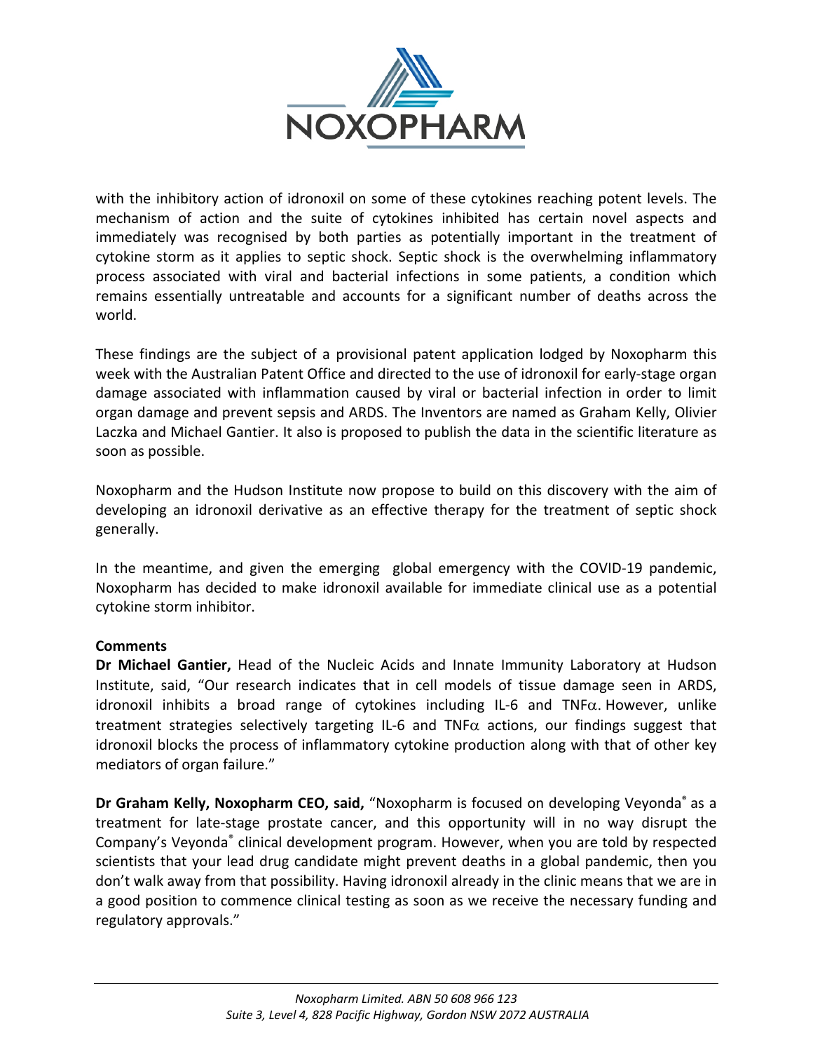with the inhibitory action of idronoxil on some of these cytokines reaching potent levels. The mechanism of action and the suite of cytokines inhibited has certain novel aspects and immediately was recognised by both parties as potentially important in the treatment of cytokine storm as it applies to septic shock. Septic shock is the overwhelming inflammatory process associated with viral and bacterial infections in some patients, a condition which remains essentially untreatable and accounts for a significant number of deaths across the world.

These findings are the subject of a provisional patent application lodged by Noxopharm this week with the Australian Patent Office and directed to the use of idronoxil for early-stage organ damage associated with inflammation caused by viral or bacterial infection in order to limit organ damage and prevent sepsis and ARDS. The Inventors are named as Graham Kelly, Olivier Laczka and Michael Gantier. It also is proposed to publish the data in the scientific literature as soon as possible.

Noxopharm and the Hudson Institute now propose to build on this discovery with the aim of developing an idronoxil derivative as an effective therapy for the treatment of septic shock generally.

In the meantime, and given the emerging global emergency with the COVID-19 pandemic, Noxopharm has decided to make idronoxil available for immediate clinical use as a potential cytokine storm inhibitor.

**Comments**

**Dr Michael Gantier,** Head of the Nucleic Acids and Innate Immunity Laboratory at Hudson Institute, said, "Our research indicates that in cell models of tissue damage seen in ARDS, idronoxil inhibits a broad range of cytokines including IL-6 and TNFα. However, unlike treatment strategies selectively targeting IL-6 and TNFα actions, our findings suggest that idronoxil blocks the process of inflammatory cytokine production along with that of other key mediators of organ failure."

**Dr Graham Kelly, Noxopharm CEO, said,** "Noxopharm is focused on developing Veyonda® as a treatment for late-stage prostate cancer, and this opportunity will in no way disrupt the Company's Veyonda® clinical development program. However, when you are told by respected scientists that your lead drug candidate might prevent deaths in a global pandemic, then you don't walk away from that possibility. Having idronoxil already in the clinic means that we are in a good position to commence clinical testing as soon as we receive the necessary funding and regulatory approvals."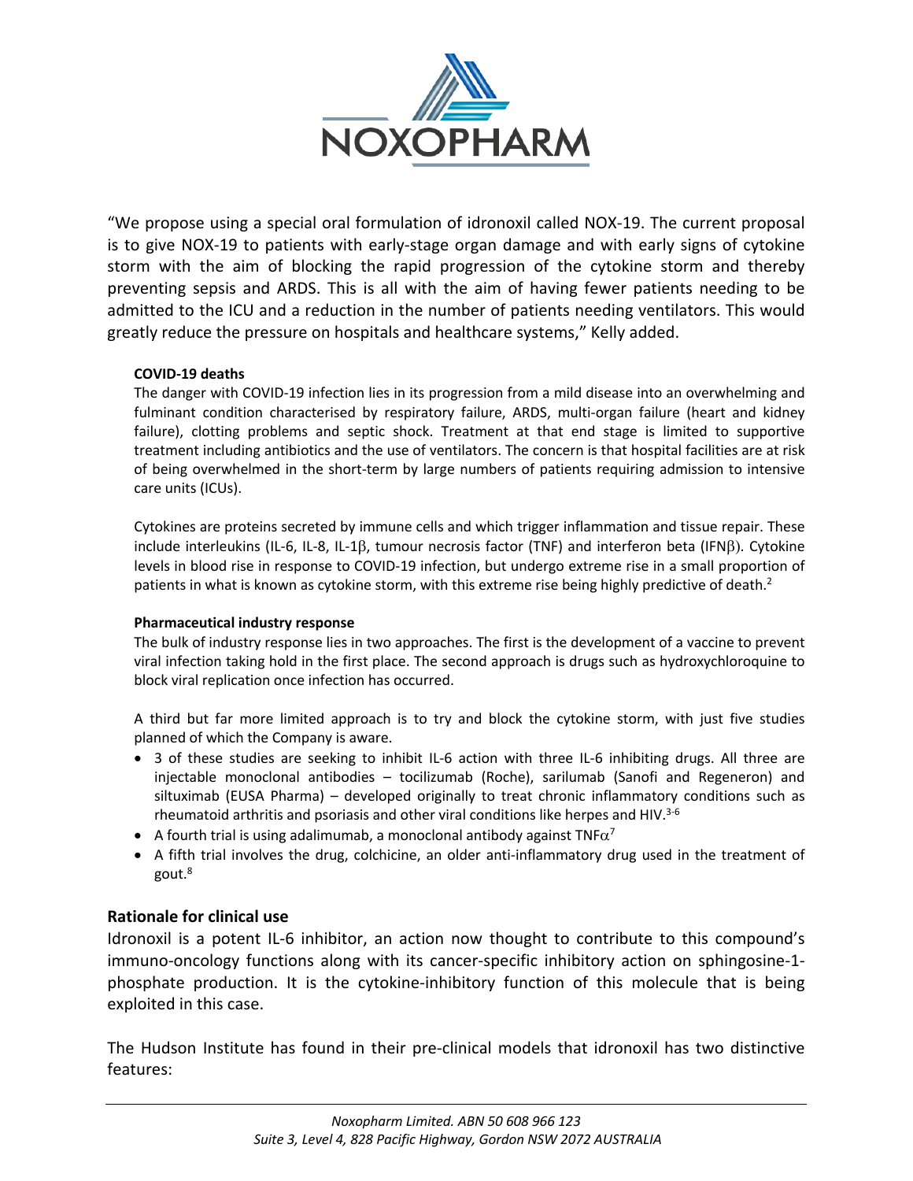"We propose using a special oral formulation of idronoxil called NOX-19. The current proposal is to give NOX-19 to patients with early-stage organ damage and with early signs of cytokine storm with the aim of blocking the rapid progression of the cytokine storm and thereby preventing sepsis and ARDS. This is all with the aim of having fewer patients needing to be admitted to the ICU and a reduction in the number of patients needing ventilators. This would greatly reduce the pressure on hospitals and healthcare systems," Kelly added.

**COVID-19 deaths**

The danger with COVID-19 infection lies in its progression from a mild disease into an overwhelming and fulminant condition characterised by respiratory failure, ARDS, multi-organ failure (heart and kidney failure), clotting problems and septic shock. Treatment at that end stage is limited to supportive treatment including antibiotics and the use of ventilators. The concern is that hospital facilities are at risk of being overwhelmed in the short-term by large numbers of patients requiring admission to intensive care units (ICUs).

Cytokines are proteins secreted by immune cells and which trigger inflammation and tissue repair. These include interleukins (IL-6, IL-8, IL-1β, tumour necrosis factor (TNF) and interferon beta (IFNβ). Cytokine levels in blood rise in response to COVID-19 infection, but undergo extreme rise in a small proportion of patients in what is known as cytokine storm, with this extreme rise being highly predictive of death.[2]

**Pharmaceutical industry response**

The bulk of industry response lies in two approaches. The first is the development of a vaccine to prevent viral infection taking hold in the first place. The second approach is drugs such as hydroxychloroquine to block viral replication once infection has occurred.

A third but far more limited approach is to try and block the cytokine storm, with just five studies planned of which the Company is aware.

- 3 of these studies are seeking to inhibit IL-6 action with three IL-6 inhibiting drugs. All three are injectable monoclonal antibodies – tocilizumab (Roche), sarilumab (Sanofi and Regeneron) and siltuximab (EUSA Pharma) – developed originally to treat chronic inflammatory conditions such as rheumatoid arthritis and psoriasis and other viral conditions like herpes and HIV.[3-6]
- A fourth trial is using adalimumab, a monoclonal antibody against TNFα[7]
- A fifth trial involves the drug, colchicine, an older anti-inflammatory drug used in the treatment of gout.[8]

## Rationale for clinical use

Idronoxil is a potent IL-6 inhibitor, an action now thought to contribute to this compound's immuno-oncology functions along with its cancer-specific inhibitory action on sphingosine-1-phosphate production. It is the cytokine-inhibitory function of this molecule that is being exploited in this case.

The Hudson Institute has found in their pre-clinical models that idronoxil has two distinctive features: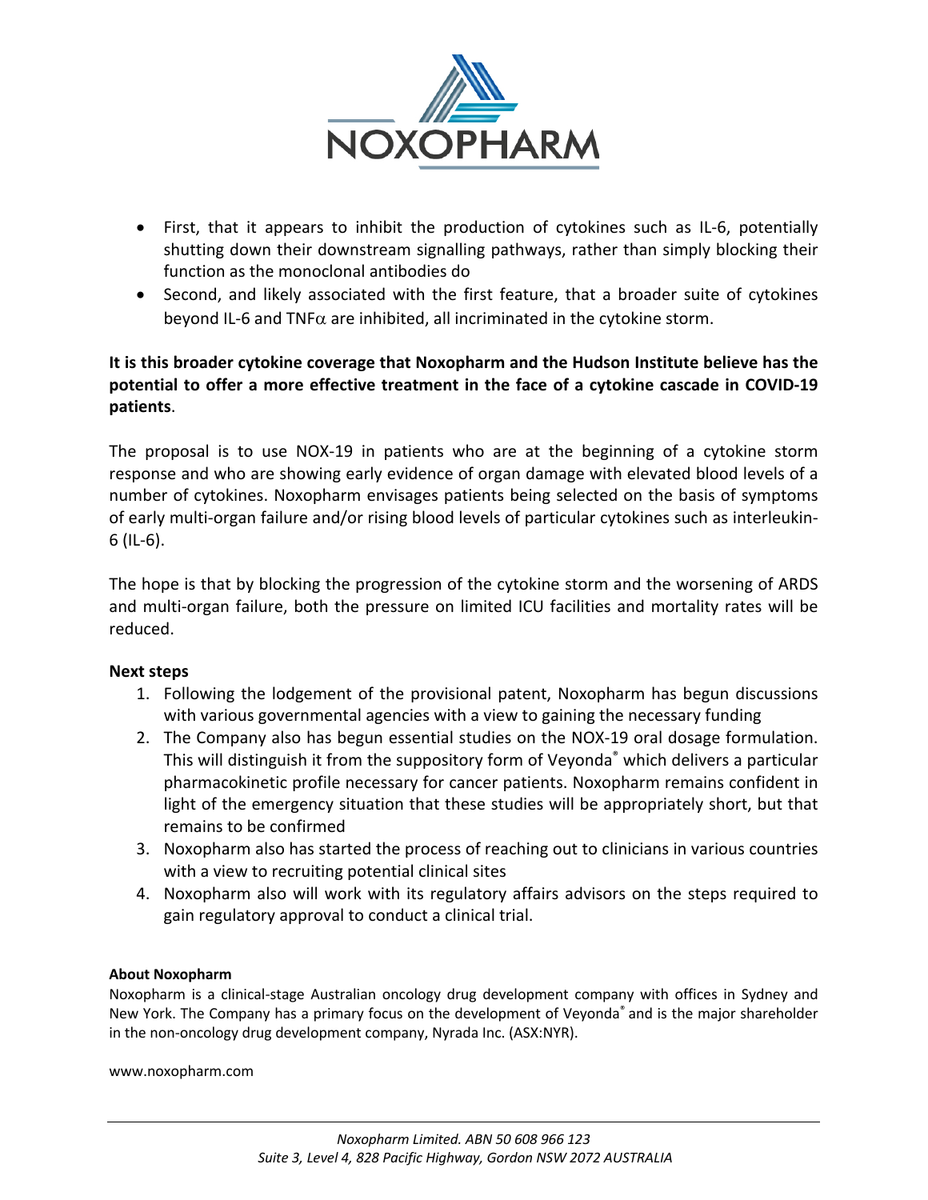- First, that it appears to inhibit the production of cytokines such as IL-6, potentially shutting down their downstream signalling pathways, rather than simply blocking their function as the monoclonal antibodies do
- Second, and likely associated with the first feature, that a broader suite of cytokines beyond IL-6 and TNF$\alpha$ are inhibited, all incriminated in the cytokine storm.

**It is this broader cytokine coverage that Noxopharm and the Hudson Institute believe has the potential to offer a more effective treatment in the face of a cytokine cascade in COVID-19 patients**.

The proposal is to use NOX-19 in patients who are at the beginning of a cytokine storm response and who are showing early evidence of organ damage with elevated blood levels of a number of cytokines. Noxopharm envisages patients being selected on the basis of symptoms of early multi-organ failure and/or rising blood levels of particular cytokines such as interleukin-6 (IL-6).

The hope is that by blocking the progression of the cytokine storm and the worsening of ARDS and multi-organ failure, both the pressure on limited ICU facilities and mortality rates will be reduced.

**Next steps**

1. Following the lodgement of the provisional patent, Noxopharm has begun discussions with various governmental agencies with a view to gaining the necessary funding
2. The Company also has begun essential studies on the NOX-19 oral dosage formulation. This will distinguish it from the suppository form of Veyonda® which delivers a particular pharmacokinetic profile necessary for cancer patients. Noxopharm remains confident in light of the emergency situation that these studies will be appropriately short, but that remains to be confirmed
3. Noxopharm also has started the process of reaching out to clinicians in various countries with a view to recruiting potential clinical sites
4. Noxopharm also will work with its regulatory affairs advisors on the steps required to gain regulatory approval to conduct a clinical trial.

**About Noxopharm**

Noxopharm is a clinical-stage Australian oncology drug development company with offices in Sydney and New York. The Company has a primary focus on the development of Veyonda® and is the major shareholder in the non-oncology drug development company, Nyrada Inc. (ASX:NYR).

www.noxopharm.com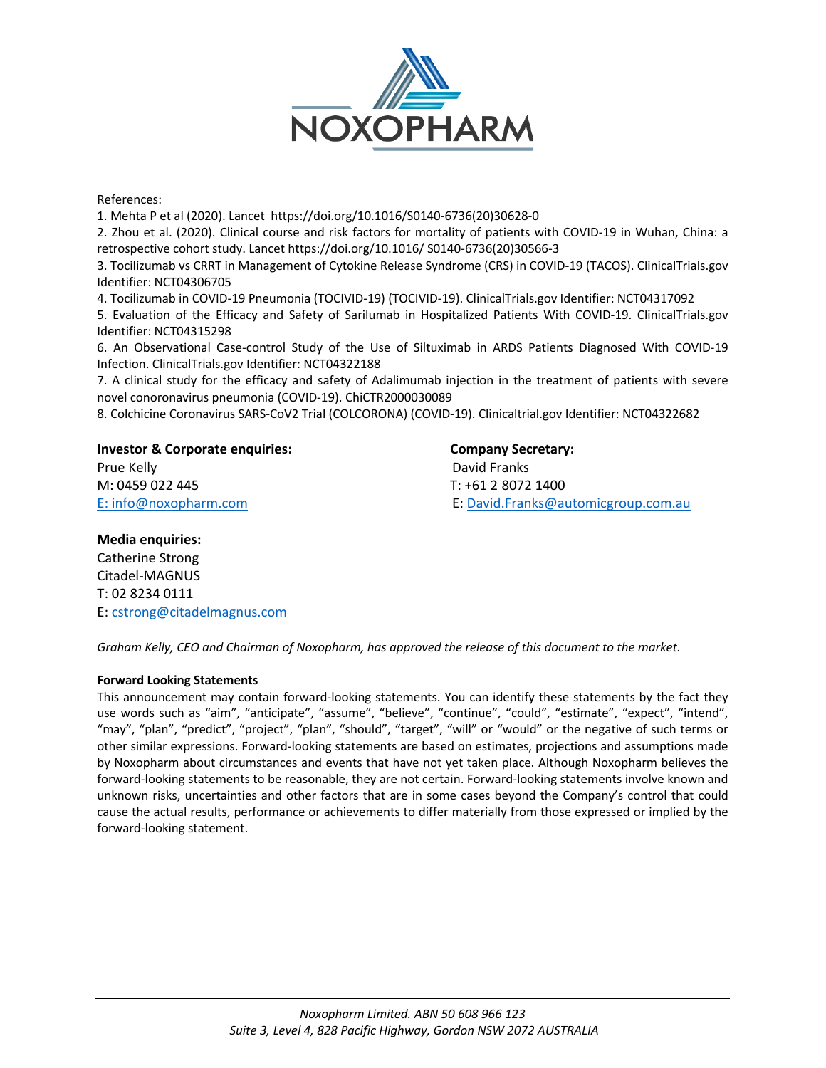References:

1. Mehta P et al (2020). Lancet https://doi.org/10.1016/S0140-6736(20)30628-0
2. Zhou et al. (2020). Clinical course and risk factors for mortality of patients with COVID-19 in Wuhan, China: a retrospective cohort study. Lancet https://doi.org/10.1016/ S0140-6736(20)30566-3
3. Tocilizumab vs CRRT in Management of Cytokine Release Syndrome (CRS) in COVID-19 (TACOS). ClinicalTrials.gov Identifier: NCT04306705
4. Tocilizumab in COVID-19 Pneumonia (TOCIVID-19) (TOCIVID-19). ClinicalTrials.gov Identifier: NCT04317092
5. Evaluation of the Efficacy and Safety of Sarilumab in Hospitalized Patients With COVID-19. ClinicalTrials.gov Identifier: NCT04315298
6. An Observational Case-control Study of the Use of Siltuximab in ARDS Patients Diagnosed With COVID-19 Infection. ClinicalTrials.gov Identifier: NCT04322188
7. A clinical study for the efficacy and safety of Adalimumab injection in the treatment of patients with severe novel conoronavirus pneumonia (COVID-19). ChiCTR2000030089
8. Colchicine Coronavirus SARS-CoV2 Trial (COLCORONA) (COVID-19). Clinicaltrial.gov Identifier: NCT04322682

**Investor & Corporate enquiries:**
Prue Kelly
M: 0459 022 445
E: info@noxopharm.com

**Company Secretary:**
David Franks
T: +61 2 8072 1400
E: David.Franks@automicgroup.com.au

**Media enquiries:**
Catherine Strong
Citadel-MAGNUS
T: 02 8234 0111
E: cstrong@citadelmagnus.com

*Graham Kelly, CEO and Chairman of Noxopharm, has approved the release of this document to the market.*

**Forward Looking Statements**

This announcement may contain forward-looking statements. You can identify these statements by the fact they use words such as "aim", "anticipate", "assume", "believe", "continue", "could", "estimate", "expect", "intend", "may", "plan", "predict", "project", "plan", "should", "target", "will" or "would" or the negative of such terms or other similar expressions. Forward-looking statements are based on estimates, projections and assumptions made by Noxopharm about circumstances and events that have not yet taken place. Although Noxopharm believes the forward-looking statements to be reasonable, they are not certain. Forward-looking statements involve known and unknown risks, uncertainties and other factors that are in some cases beyond the Company's control that could cause the actual results, performance or achievements to differ materially from those expressed or implied by the forward-looking statement.

*Noxopharm Limited. ABN 50 608 966 123*
*Suite 3, Level 4, 828 Pacific Highway, Gordon NSW 2072 AUSTRALIA*